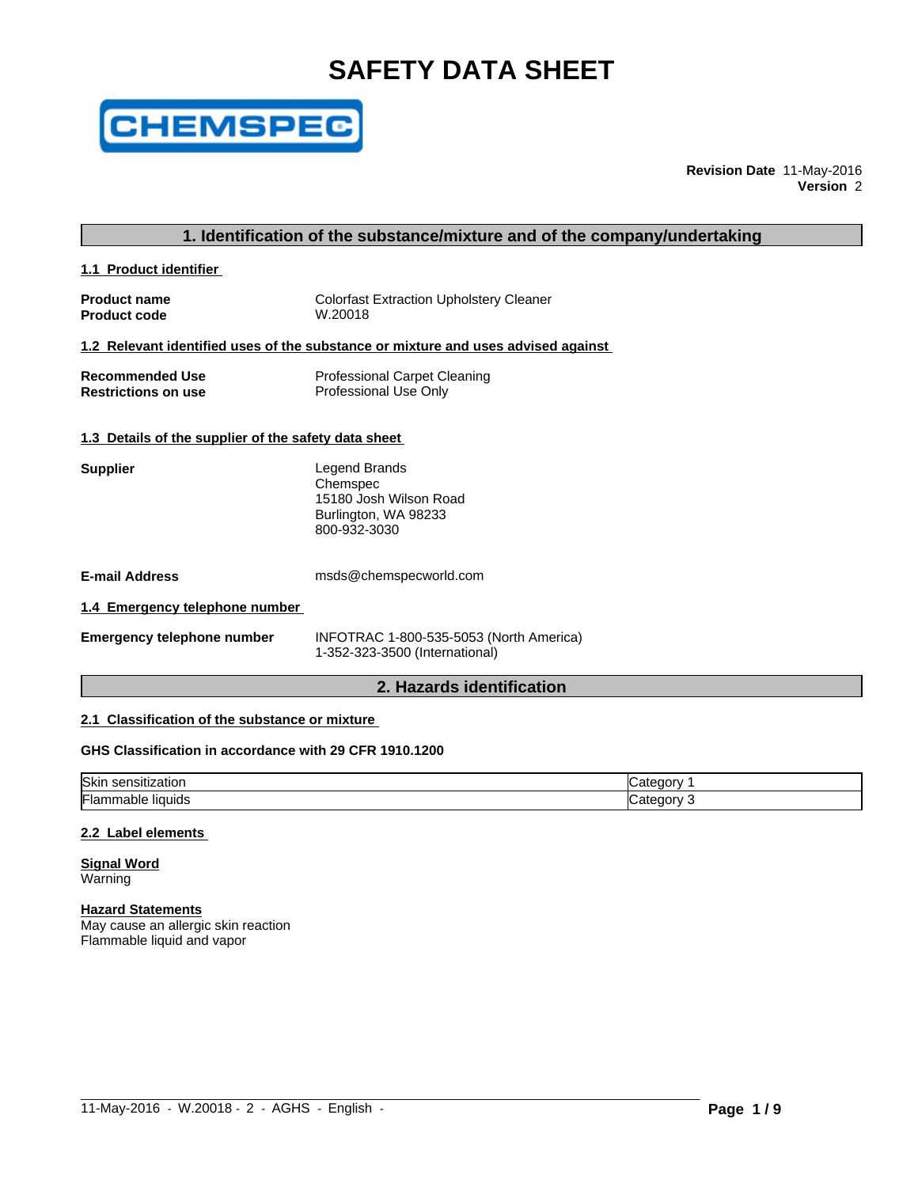# SAFETY DATA SHEET

**CHEMSPEC**

**Revision Date** 11-May-2016
**Version** 2

## 1. Identification of the substance/mixture and of the company/undertaking

### 1.1 Product identifier

**Product name** Colorfast Extraction Upholstery Cleaner
**Product code** W.20018

### 1.2 Relevant identified uses of the substance or mixture and uses advised against

**Recommended Use** Professional Carpet Cleaning
**Restrictions on use** Professional Use Only

### 1.3 Details of the supplier of the safety data sheet

**Supplier**
Legend Brands
Chemspec
15180 Josh Wilson Road
Burlington, WA 98233
800-932-3030

**E-mail Address** msds@chemspecworld.com

### 1.4 Emergency telephone number

**Emergency telephone number** INFOTRAC 1-800-535-5053 (North America)
1-352-323-3500 (International)

## 2. Hazards identification

### 2.1 Classification of the substance or mixture

**GHS Classification in accordance with 29 CFR 1910.1200**

| | |
|---|---|
| Skin sensitization | Category 1 |
| Flammable liquids | Category 3 |

### 2.2 Label elements

**Signal Word**
Warning

**Hazard Statements**
May cause an allergic skin reaction
Flammable liquid and vapor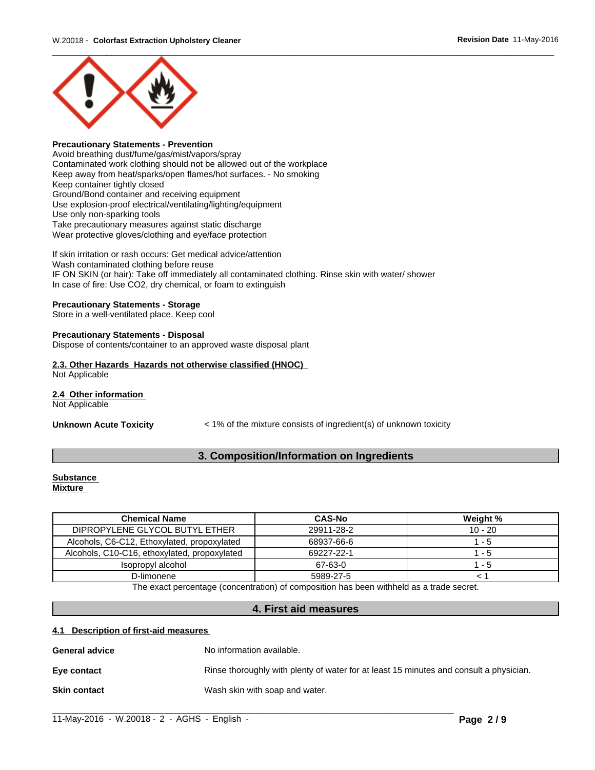**Precautionary Statements - Prevention**
Avoid breathing dust/fume/gas/mist/vapors/spray
Contaminated work clothing should not be allowed out of the workplace
Keep away from heat/sparks/open flames/hot surfaces. - No smoking
Keep container tightly closed
Ground/Bond container and receiving equipment
Use explosion-proof electrical/ventilating/lighting/equipment
Use only non-sparking tools
Take precautionary measures against static discharge
Wear protective gloves/clothing and eye/face protection

If skin irritation or rash occurs: Get medical advice/attention
Wash contaminated clothing before reuse
IF ON SKIN (or hair): Take off immediately all contaminated clothing. Rinse skin with water/ shower
In case of fire: Use CO2, dry chemical, or foam to extinguish

**Precautionary Statements - Storage**
Store in a well-ventilated place. Keep cool

**Precautionary Statements - Disposal**
Dispose of contents/container to an approved waste disposal plant

**2.3. Other Hazards Hazards not otherwise classified (HNOC)**
Not Applicable

**2.4 Other information**
Not Applicable

**Unknown Acute Toxicity** < 1% of the mixture consists of ingredient(s) of unknown toxicity

## 3. Composition/Information on Ingredients

**Substance**
**Mixture**

| Chemical Name | CAS-No | Weight % |
|---|---|---|
| DIPROPYLENE GLYCOL BUTYL ETHER | 29911-28-2 | 10 - 20 |
| Alcohols, C6-C12, Ethoxylated, propoxylated | 68937-66-6 | 1 - 5 |
| Alcohols, C10-C16, ethoxylated, propoxylated | 69227-22-1 | 1 - 5 |
| Isopropyl alcohol | 67-63-0 | 1 - 5 |
| D-limonene | 5989-27-5 | < 1 |

The exact percentage (concentration) of composition has been withheld as a trade secret.

## 4. First aid measures

**4.1 Description of first-aid measures**

**General advice** No information available.

**Eye contact** Rinse thoroughly with plenty of water for at least 15 minutes and consult a physician.

**Skin contact** Wash skin with soap and water.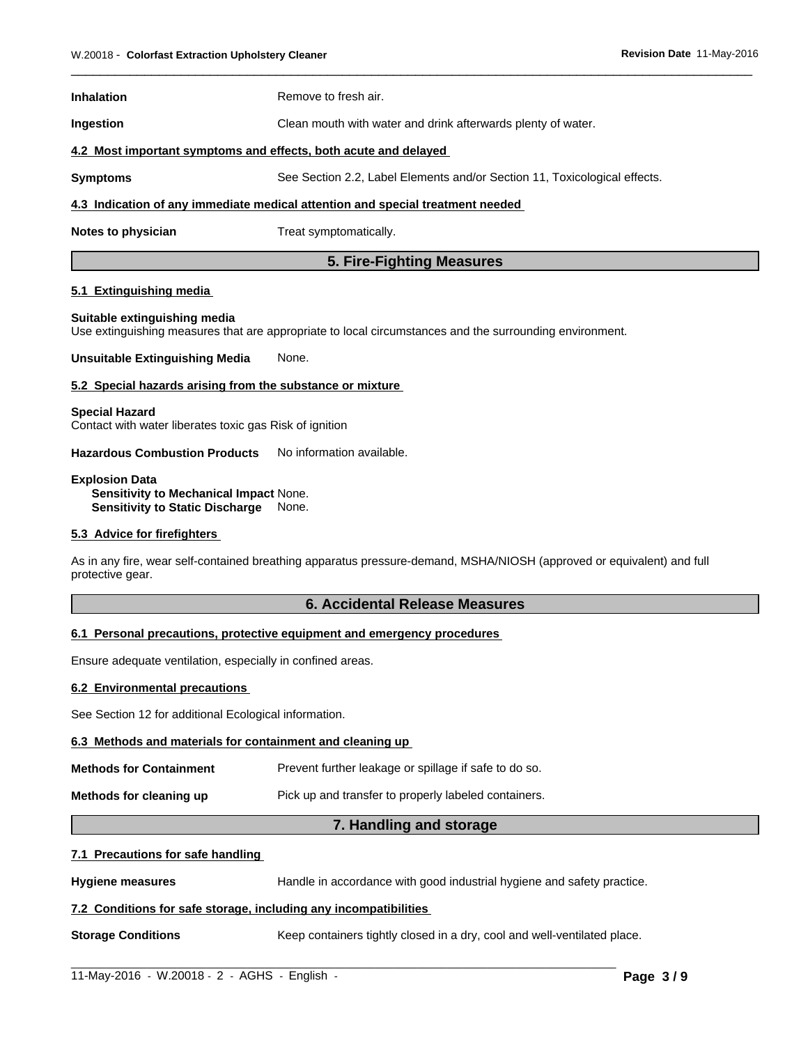**Inhalation** Remove to fresh air.

**Ingestion** Clean mouth with water and drink afterwards plenty of water.

**4.2 Most important symptoms and effects, both acute and delayed**

**Symptoms** See Section 2.2, Label Elements and/or Section 11, Toxicological effects.

**4.3 Indication of any immediate medical attention and special treatment needed**

**Notes to physician** Treat symptomatically.

## 5. Fire-Fighting Measures

**5.1 Extinguishing media**

**Suitable extinguishing media**
Use extinguishing measures that are appropriate to local circumstances and the surrounding environment.

**Unsuitable Extinguishing Media** None.

**5.2 Special hazards arising from the substance or mixture**

**Special Hazard**
Contact with water liberates toxic gas Risk of ignition

**Hazardous Combustion Products** No information available.

**Explosion Data**
**Sensitivity to Mechanical Impact** None.
**Sensitivity to Static Discharge** None.

**5.3 Advice for firefighters**

As in any fire, wear self-contained breathing apparatus pressure-demand, MSHA/NIOSH (approved or equivalent) and full protective gear.

## 6. Accidental Release Measures

**6.1 Personal precautions, protective equipment and emergency procedures**

Ensure adequate ventilation, especially in confined areas.

**6.2 Environmental precautions**

See Section 12 for additional Ecological information.

**6.3 Methods and materials for containment and cleaning up**

**Methods for Containment** Prevent further leakage or spillage if safe to do so.

**Methods for cleaning up** Pick up and transfer to properly labeled containers.

## 7. Handling and storage

**7.1 Precautions for safe handling**

**Hygiene measures** Handle in accordance with good industrial hygiene and safety practice.

**7.2 Conditions for safe storage, including any incompatibilities**

**Storage Conditions** Keep containers tightly closed in a dry, cool and well-ventilated place.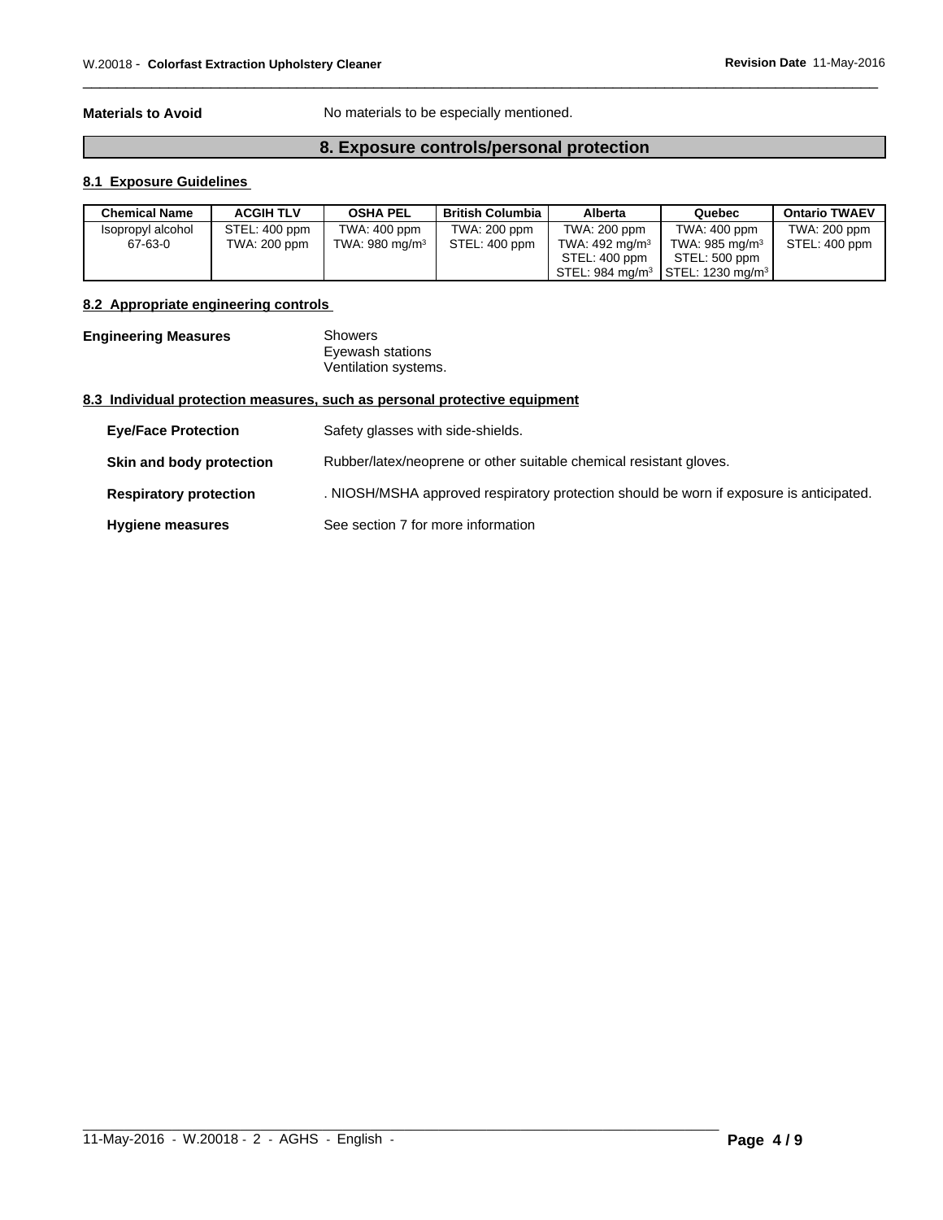**Materials to Avoid** No materials to be especially mentioned.

## 8. Exposure controls/personal protection

### 8.1 Exposure Guidelines

| Chemical Name | ACGIH TLV | OSHA PEL | British Columbia | Alberta | Quebec | Ontario TWAEV |
|---|---|---|---|---|---|---|
| Isopropyl alcohol 67-63-0 | STEL: 400 ppm TWA: 200 ppm | TWA: 400 ppm TWA: 980 mg/m³ | TWA: 200 ppm STEL: 400 ppm | TWA: 200 ppm TWA: 492 mg/m³ STEL: 400 ppm STEL: 984 mg/m³ | TWA: 400 ppm TWA: 985 mg/m³ STEL: 500 ppm STEL: 1230 mg/m³ | TWA: 200 ppm STEL: 400 ppm |

### 8.2 Appropriate engineering controls

**Engineering Measures**

Showers
Eyewash stations
Ventilation systems.

### 8.3 Individual protection measures, such as personal protective equipment

**Eye/Face Protection** Safety glasses with side-shields.

**Skin and body protection** Rubber/latex/neoprene or other suitable chemical resistant gloves.

**Respiratory protection** . NIOSH/MSHA approved respiratory protection should be worn if exposure is anticipated.

**Hygiene measures** See section 7 for more information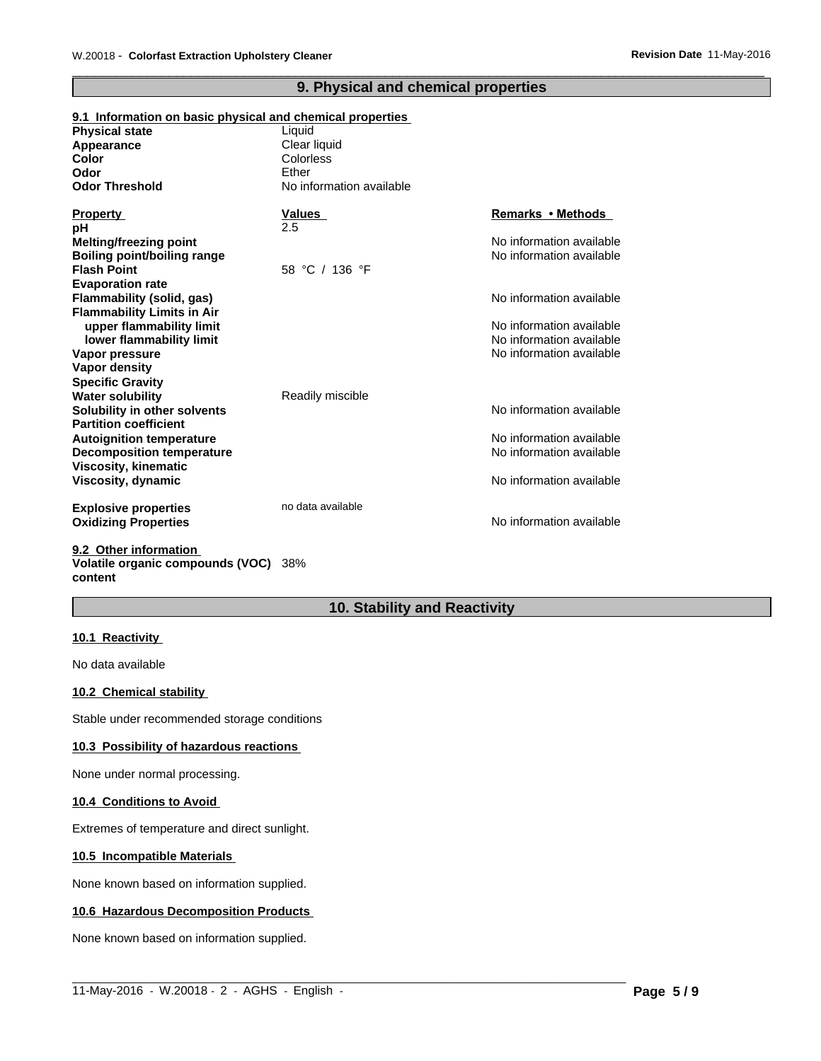## 9. Physical and chemical properties

### 9.1 Information on basic physical and chemical properties

| | |
|---|---|
| **Physical state** | Liquid |
| **Appearance** | Clear liquid |
| **Color** | Colorless |
| **Odor** | Ether |
| **Odor Threshold** | No information available |

| **Property** | **Values** | **Remarks • Methods** |
|---|---|---|
| **pH** | 2.5 | |
| **Melting/freezing point** | | No information available |
| **Boiling point/boiling range** | | No information available |
| **Flash Point** | 58 °C / 136 °F | |
| **Evaporation rate** | | |
| **Flammability (solid, gas)** | | No information available |
| **Flammability Limits in Air** | | |
| **upper flammability limit** | | No information available |
| **lower flammability limit** | | No information available |
| **Vapor pressure** | | No information available |
| **Vapor density** | | |
| **Specific Gravity** | | |
| **Water solubility** | Readily miscible | |
| **Solubility in other solvents** | | No information available |
| **Partition coefficient** | | |
| **Autoignition temperature** | | No information available |
| **Decomposition temperature** | | No information available |
| **Viscosity, kinematic** | | |
| **Viscosity, dynamic** | | No information available |
| **Explosive properties** | no data available | |
| **Oxidizing Properties** | | No information available |

### 9.2 Other information

**Volatile organic compounds (VOC) content** 38%

## 10. Stability and Reactivity

### 10.1 Reactivity

No data available

### 10.2 Chemical stability

Stable under recommended storage conditions

### 10.3 Possibility of hazardous reactions

None under normal processing.

### 10.4 Conditions to Avoid

Extremes of temperature and direct sunlight.

### 10.5 Incompatible Materials

None known based on information supplied.

### 10.6 Hazardous Decomposition Products

None known based on information supplied.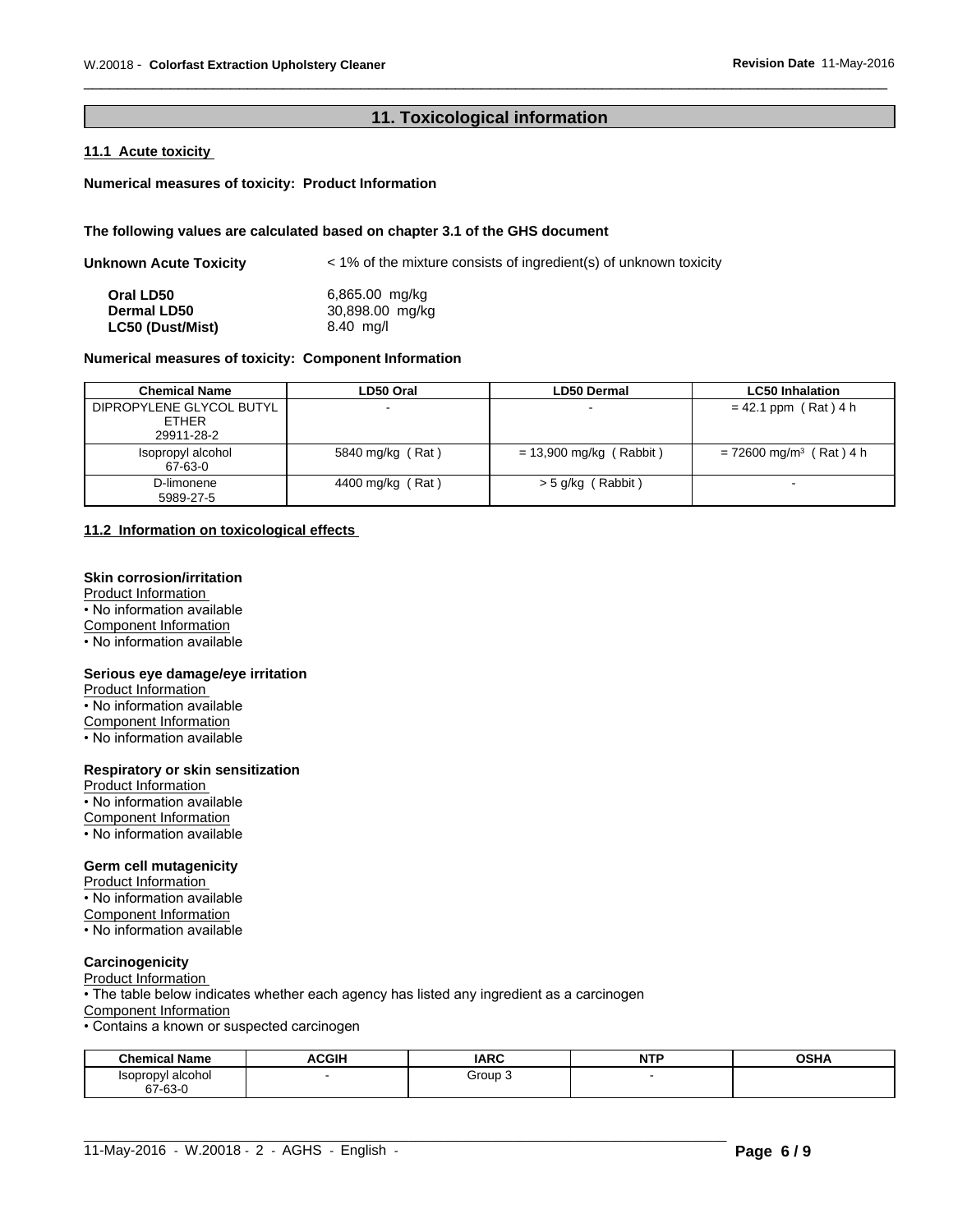## 11. Toxicological information

### 11.1 Acute toxicity

**Numerical measures of toxicity: Product Information**

**The following values are calculated based on chapter 3.1 of the GHS document**

**Unknown Acute Toxicity** < 1% of the mixture consists of ingredient(s) of unknown toxicity

| | |
|---|---|
| **Oral LD50** | 6,865.00 mg/kg |
| **Dermal LD50** | 30,898.00 mg/kg |
| **LC50 (Dust/Mist)** | 8.40 mg/l |

**Numerical measures of toxicity: Component Information**

| Chemical Name | LD50 Oral | LD50 Dermal | LC50 Inhalation |
|---|---|---|---|
| DIPROPYLENE GLYCOL BUTYL ETHER 29911-28-2 | - | - | = 42.1 ppm ( Rat ) 4 h |
| Isopropyl alcohol 67-63-0 | 5840 mg/kg ( Rat ) | = 13,900 mg/kg ( Rabbit ) | = 72600 mg/m³ ( Rat ) 4 h |
| D-limonene 5989-27-5 | 4400 mg/kg ( Rat ) | > 5 g/kg ( Rabbit ) | - |

### 11.2 Information on toxicological effects

**Skin corrosion/irritation**

Product Information
- No information available

Component Information
- No information available

**Serious eye damage/eye irritation**

Product Information
- No information available

Component Information
- No information available

**Respiratory or skin sensitization**

Product Information
- No information available

Component Information
- No information available

**Germ cell mutagenicity**

Product Information
- No information available

Component Information
- No information available

**Carcinogenicity**

Product Information
- The table below indicates whether each agency has listed any ingredient as a carcinogen

Component Information
- Contains a known or suspected carcinogen

| Chemical Name | ACGIH | IARC | NTP | OSHA |
|---|---|---|---|---|
| Isopropyl alcohol 67-63-0 | - | Group 3 | - | |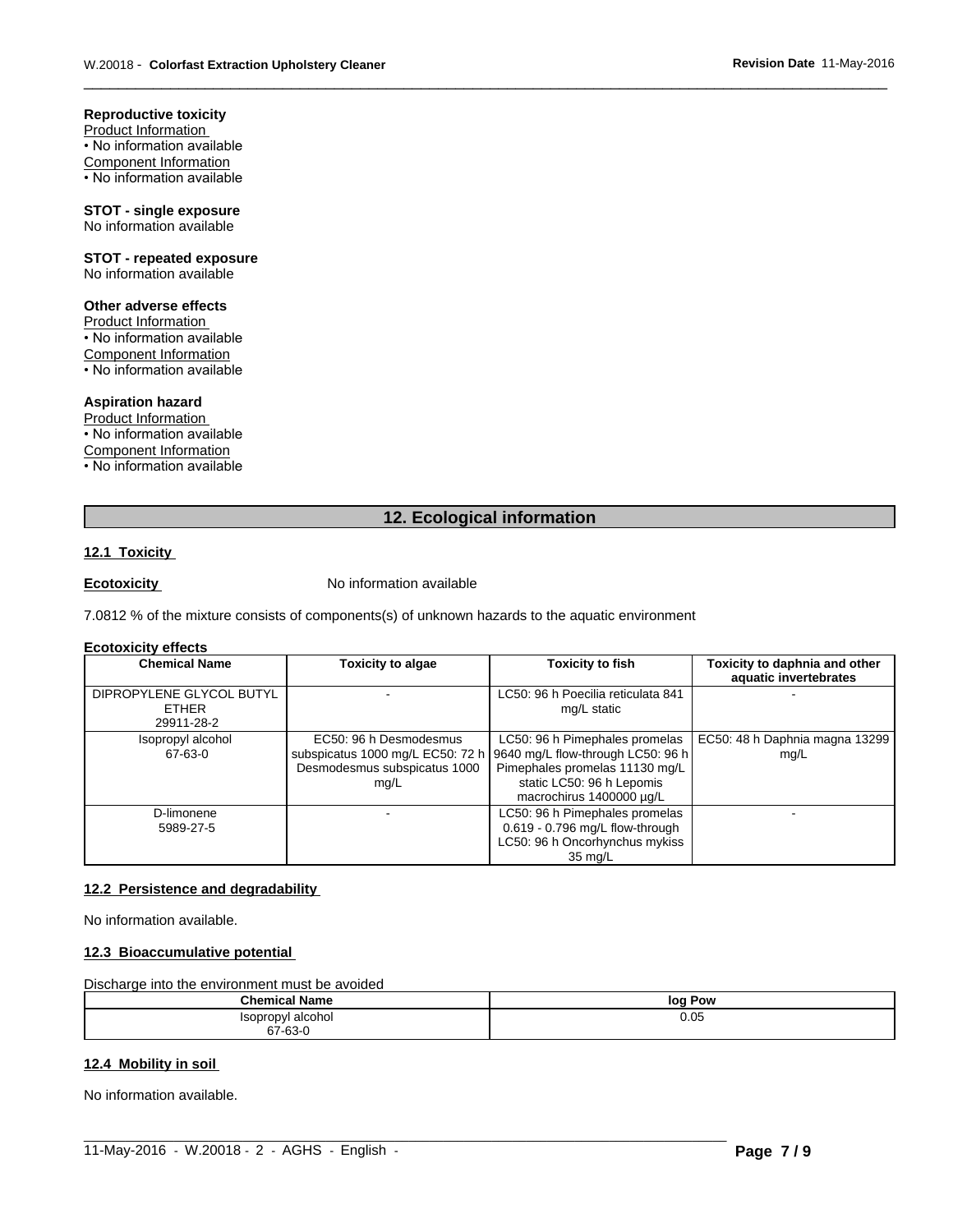**Reproductive toxicity**

Product Information
• No information available

Component Information
• No information available

**STOT - single exposure**
No information available

**STOT - repeated exposure**
No information available

**Other adverse effects**

Product Information
• No information available

Component Information
• No information available

**Aspiration hazard**

Product Information
• No information available

Component Information
• No information available

## 12. Ecological information

### 12.1 Toxicity

**Ecotoxicity** No information available

7.0812 % of the mixture consists of components(s) of unknown hazards to the aquatic environment

**Ecotoxicity effects**

| Chemical Name | Toxicity to algae | Toxicity to fish | Toxicity to daphnia and other aquatic invertebrates |
|---|---|---|---|
| DIPROPYLENE GLYCOL BUTYL ETHER 29911-28-2 | - | LC50: 96 h Poecilia reticulata 841 mg/L static | - |
| Isopropyl alcohol 67-63-0 | EC50: 96 h Desmodesmus subspicatus 1000 mg/L EC50: 72 h Desmodesmus subspicatus 1000 mg/L | LC50: 96 h Pimephales promelas 9640 mg/L flow-through LC50: 96 h Pimephales promelas 11130 mg/L static LC50: 96 h Lepomis macrochirus 1400000 µg/L | EC50: 48 h Daphnia magna 13299 mg/L |
| D-limonene 5989-27-5 | - | LC50: 96 h Pimephales promelas 0.619 - 0.796 mg/L flow-through LC50: 96 h Oncorhynchus mykiss 35 mg/L | - |

### 12.2 Persistence and degradability

No information available.

### 12.3 Bioaccumulative potential

Discharge into the environment must be avoided

| Chemical Name | log Pow |
|---|---|
| Isopropyl alcohol 67-63-0 | 0.05 |

### 12.4 Mobility in soil

No information available.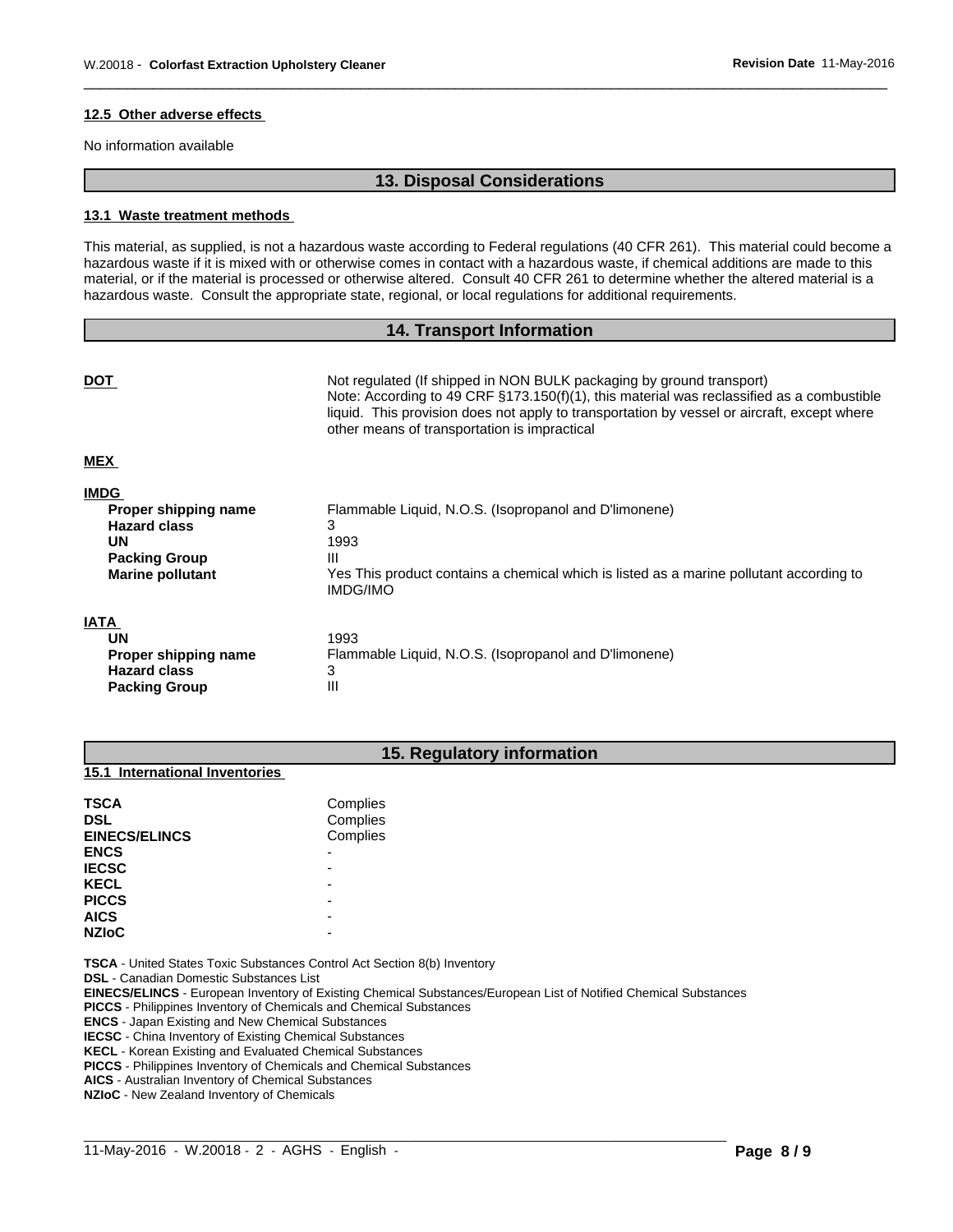### 12.5 Other adverse effects

No information available

## 13. Disposal Considerations

### 13.1 Waste treatment methods

This material, as supplied, is not a hazardous waste according to Federal regulations (40 CFR 261). This material could become a hazardous waste if it is mixed with or otherwise comes in contact with a hazardous waste, if chemical additions are made to this material, or if the material is processed or otherwise altered. Consult 40 CFR 261 to determine whether the altered material is a hazardous waste. Consult the appropriate state, regional, or local regulations for additional requirements.

## 14. Transport Information

**DOT**

Not regulated (If shipped in NON BULK packaging by ground transport)
Note: According to 49 CRF §173.150(f)(1), this material was reclassified as a combustible liquid. This provision does not apply to transportation by vessel or aircraft, except where other means of transportation is impractical

**MEX**

**IMDG**

| | |
|---|---|
| **Proper shipping name** | Flammable Liquid, N.O.S. (Isopropanol and D'limonene) |
| **Hazard class** | 3 |
| **UN** | 1993 |
| **Packing Group** | III |
| **Marine pollutant** | Yes This product contains a chemical which is listed as a marine pollutant according to IMDG/IMO |

**IATA**

| | |
|---|---|
| **UN** | 1993 |
| **Proper shipping name** | Flammable Liquid, N.O.S. (Isopropanol and D'limonene) |
| **Hazard class** | 3 |
| **Packing Group** | III |

## 15. Regulatory information

### 15.1 International Inventories

| | |
|---|---|
| **TSCA** | Complies |
| **DSL** | Complies |
| **EINECS/ELINCS** | Complies |
| **ENCS** | - |
| **IECSC** | - |
| **KECL** | - |
| **PICCS** | - |
| **AICS** | - |
| **NZIoC** | - |

**TSCA** - United States Toxic Substances Control Act Section 8(b) Inventory
**DSL** - Canadian Domestic Substances List
**EINECS/ELINCS** - European Inventory of Existing Chemical Substances/European List of Notified Chemical Substances
**PICCS** - Philippines Inventory of Chemicals and Chemical Substances
**ENCS** - Japan Existing and New Chemical Substances
**IECSC** - China Inventory of Existing Chemical Substances
**KECL** - Korean Existing and Evaluated Chemical Substances
**PICCS** - Philippines Inventory of Chemicals and Chemical Substances
**AICS** - Australian Inventory of Chemical Substances
**NZIoC** - New Zealand Inventory of Chemicals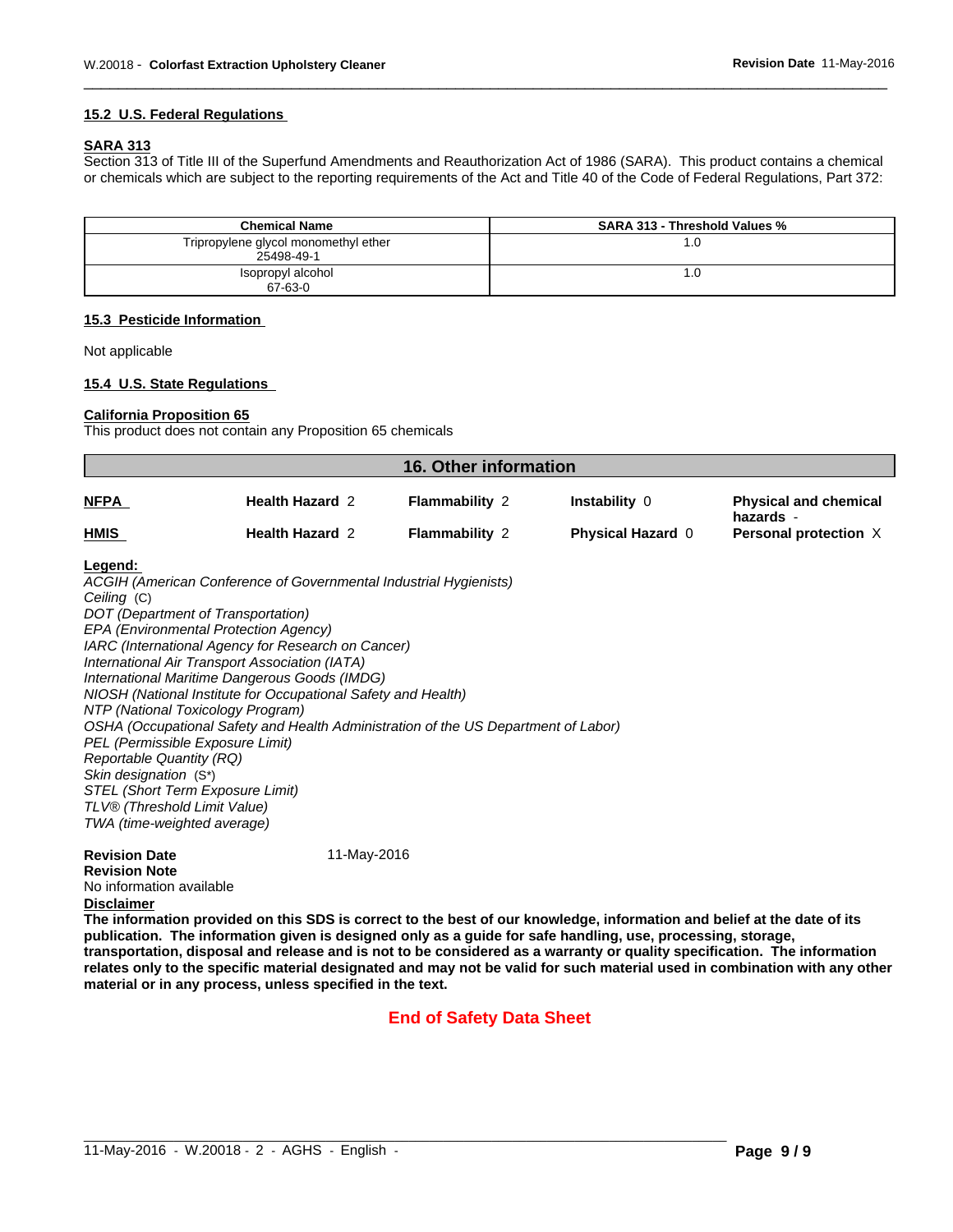### 15.2 U.S. Federal Regulations

**SARA 313**

Section 313 of Title III of the Superfund Amendments and Reauthorization Act of 1986 (SARA). This product contains a chemical or chemicals which are subject to the reporting requirements of the Act and Title 40 of the Code of Federal Regulations, Part 372:

| Chemical Name | SARA 313 - Threshold Values % |
| --- | --- |
| Tripropylene glycol monomethyl ether 25498-49-1 | 1.0 |
| Isopropyl alcohol 67-63-0 | 1.0 |

### 15.3 Pesticide Information

Not applicable

### 15.4 U.S. State Regulations

**California Proposition 65**

This product does not contain any Proposition 65 chemicals

## 16. Other information

| | | | | |
| --- | --- | --- | --- | --- |
| **NFPA** | **Health Hazard** 2 | **Flammability** 2 | **Instability** 0 | **Physical and chemical hazards** - |
| **HMIS** | **Health Hazard** 2 | **Flammability** 2 | **Physical Hazard** 0 | **Personal protection** X |

**Legend:**

*ACGIH (American Conference of Governmental Industrial Hygienists)*
*Ceiling* (C)
*DOT (Department of Transportation)*
*EPA (Environmental Protection Agency)*
*IARC (International Agency for Research on Cancer)*
*International Air Transport Association (IATA)*
*International Maritime Dangerous Goods (IMDG)*
*NIOSH (National Institute for Occupational Safety and Health)*
*NTP (National Toxicology Program)*
*OSHA (Occupational Safety and Health Administration of the US Department of Labor)*
*PEL (Permissible Exposure Limit)*
*Reportable Quantity (RQ)*
*Skin designation* (S*)
*STEL (Short Term Exposure Limit)*
*TLV® (Threshold Limit Value)*
*TWA (time-weighted average)*

**Revision Date** 11-May-2016
**Revision Note**
No information available

**Disclaimer**

**The information provided on this SDS is correct to the best of our knowledge, information and belief at the date of its publication. The information given is designed only as a guide for safe handling, use, processing, storage, transportation, disposal and release and is not to be considered as a warranty or quality specification. The information relates only to the specific material designated and may not be valid for such material used in combination with any other material or in any process, unless specified in the text.**

**End of Safety Data Sheet**